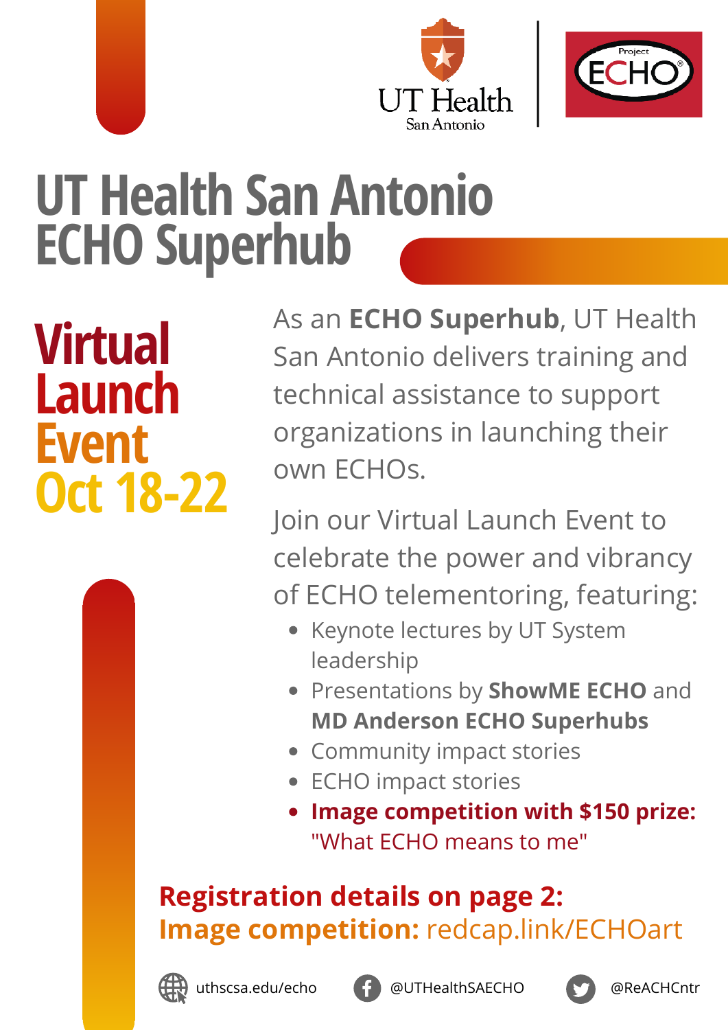# UT Health San Antonio ECHO Superhub

## Virtual Launch Event Oct 18-22

As an **ECHO Superhub**, UT Health San Antonio delivers training and technical assistance to support organizations in launching their own ECHOs.

Join our Virtual Launch Event to celebrate the power and vibrancy of ECHO telementoring, featuring:

- Keynote lectures by UT System leadership
- Presentations by **ShowME ECHO** and **MD Anderson ECHO Superhubs**
- Community impact stories
- ECHO impact stories
- **Image competition with $150 prize:** "What ECHO means to me"

**Registration details on page 2:**
**Image competition:** redcap.link/ECHOart

uthscsa.edu/echo | @UTHealthSAECHO | @ReACHCntr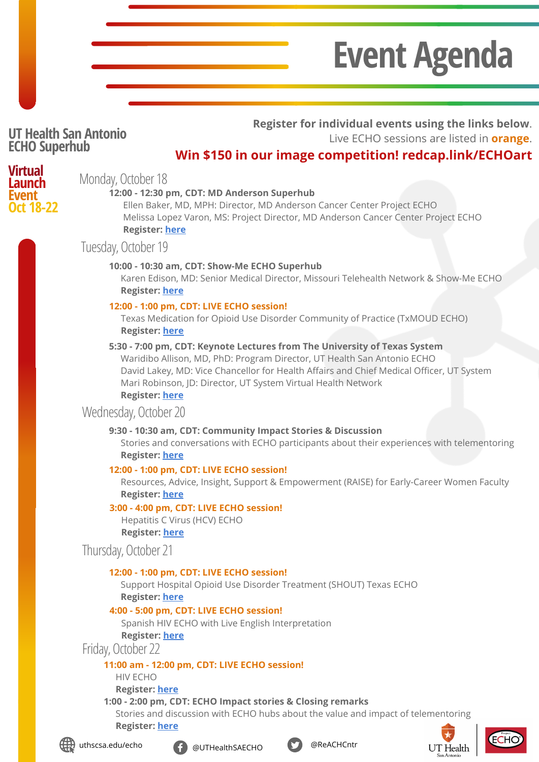# Event Agenda

## UT Health San Antonio ECHO Superhub

**Virtual Launch Event Oct 18-22**

**Register for individual events using the links below.**
Live ECHO sessions are listed in **orange**.

**Win $150 in our image competition! redcap.link/ECHOart**

### Monday, October 18

**12:00 - 12:30 pm, CDT: MD Anderson Superhub**
Ellen Baker, MD, MPH: Director, MD Anderson Cancer Center Project ECHO
Melissa Lopez Varon, MS: Project Director, MD Anderson Cancer Center Project ECHO
**Register:** here

### Tuesday, October 19

**10:00 - 10:30 am, CDT: Show-Me ECHO Superhub**
Karen Edison, MD: Senior Medical Director, Missouri Telehealth Network & Show-Me ECHO
**Register:** here

**12:00 - 1:00 pm, CDT: LIVE ECHO session!**
Texas Medication for Opioid Use Disorder Community of Practice (TxMOUD ECHO)
**Register:** here

**5:30 - 7:00 pm, CDT: Keynote Lectures from The University of Texas System**
Waridibo Allison, MD, PhD: Program Director, UT Health San Antonio ECHO
David Lakey, MD: Vice Chancellor for Health Affairs and Chief Medical Officer, UT System
Mari Robinson, JD: Director, UT System Virtual Health Network
**Register:** here

### Wednesday, October 20

**9:30 - 10:30 am, CDT: Community Impact Stories & Discussion**
Stories and conversations with ECHO participants about their experiences with telementoring
**Register:** here

**12:00 - 1:00 pm, CDT: LIVE ECHO session!**
Resources, Advice, Insight, Support & Empowerment (RAISE) for Early-Career Women Faculty
**Register:** here

**3:00 - 4:00 pm, CDT: LIVE ECHO session!**
Hepatitis C Virus (HCV) ECHO
**Register:** here

### Thursday, October 21

**12:00 - 1:00 pm, CDT: LIVE ECHO session!**
Support Hospital Opioid Use Disorder Treatment (SHOUT) Texas ECHO
**Register:** here

**4:00 - 5:00 pm, CDT: LIVE ECHO session!**
Spanish HIV ECHO with Live English Interpretation
**Register:** here

### Friday, October 22

**11:00 am - 12:00 pm, CDT: LIVE ECHO session!**
HIV ECHO
**Register:** here

**1:00 - 2:00 pm, CDT: ECHO Impact stories & Closing remarks**
Stories and discussion with ECHO hubs about the value and impact of telementoring
**Register:** here

uthscsa.edu/echo | @UTHealthSAECHO | @ReACHCntr

UT Health San Antonio | Project ECHO